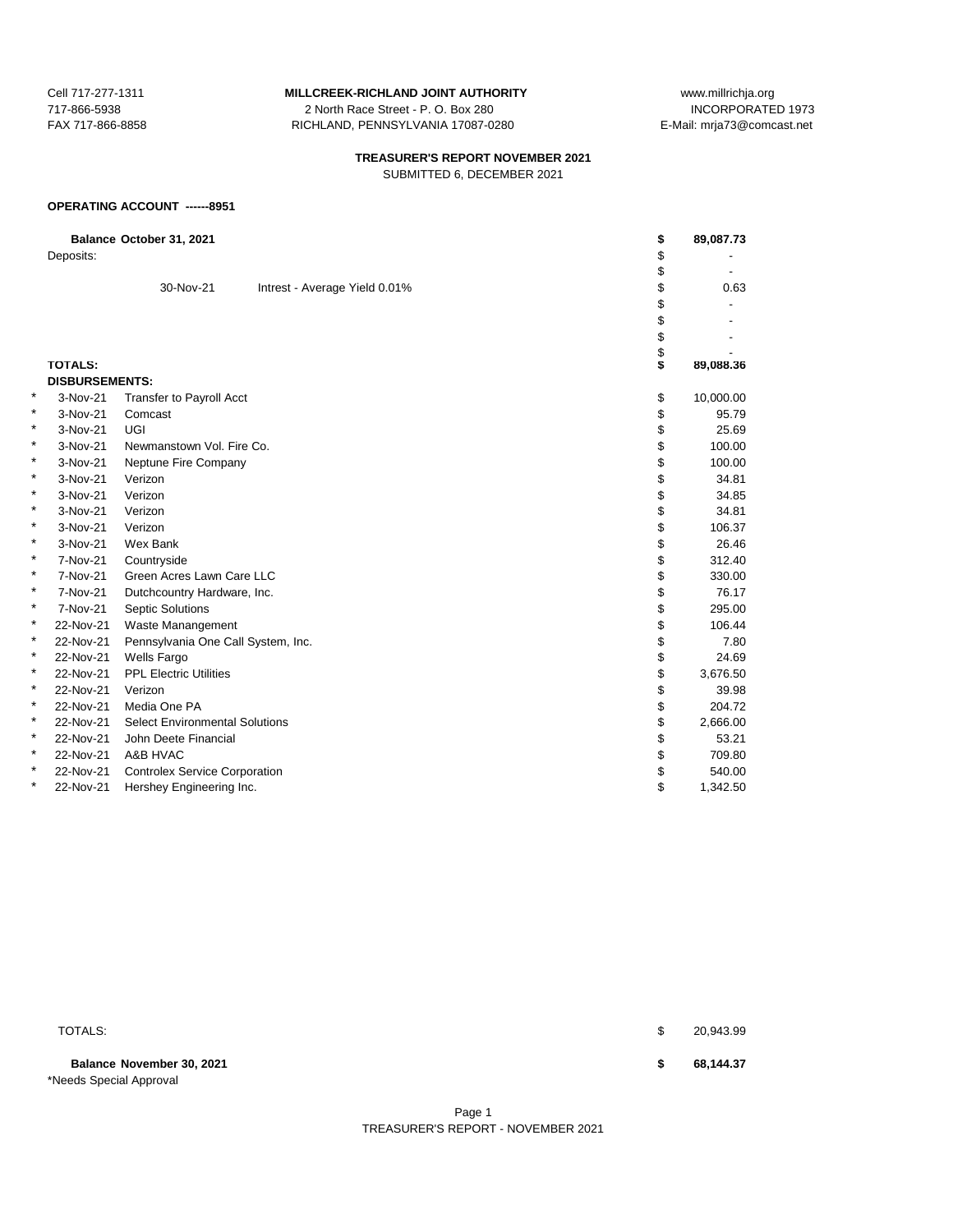Cell 717-277-1311
717-866-5938
FAX 717-866-8858

**MILLCREEK-RICHLAND JOINT AUTHORITY**
2 North Race Street - P. O. Box 280
RICHLAND, PENNSYLVANIA 17087-0280

www.millrichja.org
INCORPORATED 1973
E-Mail: mrja73@comcast.net

**TREASURER'S REPORT NOVEMBER 2021**
SUBMITTED 6, DECEMBER 2021

**OPERATING ACCOUNT ------8951**

| | | | | |
|---|---|---|---|---|
| | **Balance October 31, 2021** | | **$** | **89,087.73** |
| | Deposits: | | $ | - |
| | | | $ | - |
| | 30-Nov-21 | Intrest - Average Yield 0.01% | $ | 0.63 |
| | | | $ | - |
| | | | $ | - |
| | | | $ | - |
| | | | $ | - |
| | **TOTALS:** | | **$** | **89,088.36** |
| | **DISBURSEMENTS:** | | | |
| * | 3-Nov-21 | Transfer to Payroll Acct | $ | 10,000.00 |
| * | 3-Nov-21 | Comcast | $ | 95.79 |
| * | 3-Nov-21 | UGI | $ | 25.69 |
| * | 3-Nov-21 | Newmanstown Vol. Fire Co. | $ | 100.00 |
| * | 3-Nov-21 | Neptune Fire Company | $ | 100.00 |
| * | 3-Nov-21 | Verizon | $ | 34.81 |
| * | 3-Nov-21 | Verizon | $ | 34.85 |
| * | 3-Nov-21 | Verizon | $ | 34.81 |
| * | 3-Nov-21 | Verizon | $ | 106.37 |
| * | 3-Nov-21 | Wex Bank | $ | 26.46 |
| * | 7-Nov-21 | Countryside | $ | 312.40 |
| * | 7-Nov-21 | Green Acres Lawn Care LLC | $ | 330.00 |
| * | 7-Nov-21 | Dutchcountry Hardware, Inc. | $ | 76.17 |
| * | 7-Nov-21 | Septic Solutions | $ | 295.00 |
| * | 22-Nov-21 | Waste Manangement | $ | 106.44 |
| * | 22-Nov-21 | Pennsylvania One Call System, Inc. | $ | 7.80 |
| * | 22-Nov-21 | Wells Fargo | $ | 24.69 |
| * | 22-Nov-21 | PPL Electric Utilities | $ | 3,676.50 |
| * | 22-Nov-21 | Verizon | $ | 39.98 |
| * | 22-Nov-21 | Media One PA | $ | 204.72 |
| * | 22-Nov-21 | Select Environmental Solutions | $ | 2,666.00 |
| * | 22-Nov-21 | John Deete Financial | $ | 53.21 |
| * | 22-Nov-21 | A&B HVAC | $ | 709.80 |
| * | 22-Nov-21 | Controlex Service Corporation | $ | 540.00 |
| * | 22-Nov-21 | Hershey Engineering Inc. | $ | 1,342.50 |
| | TOTALS: | | $ | 20,943.99 |
| | **Balance November 30, 2021** | | **$** | **68,144.37** |

*Needs Special Approval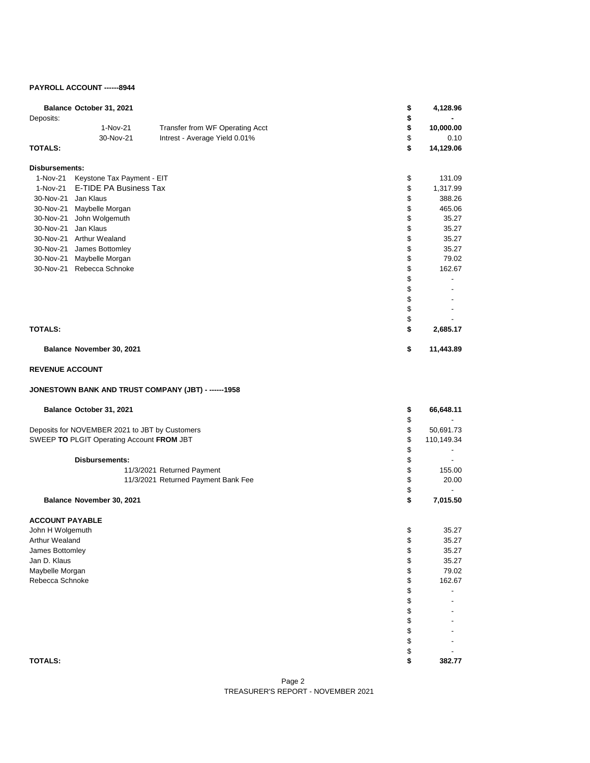**PAYROLL ACCOUNT ------8944**

| | | | |
|---|---|---|---|
| **Balance October 31, 2021** | | **$** | **4,128.96** |
| Deposits: | | **$** | **-** |
| 1-Nov-21 | Transfer from WF Operating Acct | **$** | **10,000.00** |
| 30-Nov-21 | Intrest - Average Yield 0.01% | $ | 0.10 |
| **TOTALS:** | | **$** | **14,129.06** |

**Disbursements:**

| | | | |
|---|---|---|---|
| 1-Nov-21 | Keystone Tax Payment - EIT | $ | 131.09 |
| 1-Nov-21 | E-TIDE PA Business Tax | $ | 1,317.99 |
| 30-Nov-21 | Jan Klaus | $ | 388.26 |
| 30-Nov-21 | Maybelle Morgan | $ | 465.06 |
| 30-Nov-21 | John Wolgemuth | $ | 35.27 |
| 30-Nov-21 | Jan Klaus | $ | 35.27 |
| 30-Nov-21 | Arthur Wealand | $ | 35.27 |
| 30-Nov-21 | James Bottomley | $ | 35.27 |
| 30-Nov-21 | Maybelle Morgan | $ | 79.02 |
| 30-Nov-21 | Rebecca Schnoke | $ | 162.67 |
| | | $ | - |
| | | $ | - |
| | | $ | - |
| | | $ | - |
| | | $ | - |
| **TOTALS:** | | **$** | **2,685.17** |
| **Balance November 30, 2021** | | **$** | **11,443.89** |

**REVENUE ACCOUNT**

**JONESTOWN BANK AND TRUST COMPANY (JBT) - ------1958**

| | | | |
|---|---|---|---|
| **Balance October 31, 2021** | | **$** | **66,648.11** |
| | | $ | - |
| Deposits for NOVEMBER 2021 to JBT by Customers | | $ | 50,691.73 |
| SWEEP **TO** PLGIT Operating Account **FROM** JBT | | $ | 110,149.34 |
| | | $ | - |
| **Disbursements:** | | $ | - |
| 11/3/2021 | Returned Payment | $ | 155.00 |
| 11/3/2021 | Returned Payment Bank Fee | $ | 20.00 |
| | | $ | - |
| **Balance November 30, 2021** | | **$** | **7,015.50** |

**ACCOUNT PAYABLE**

| | | |
|---|---|---|
| John H Wolgemuth | $ | 35.27 |
| Arthur Wealand | $ | 35.27 |
| James Bottomley | $ | 35.27 |
| Jan D. Klaus | $ | 35.27 |
| Maybelle Morgan | $ | 79.02 |
| Rebecca Schnoke | $ | 162.67 |
| | $ | - |
| | $ | - |
| | $ | - |
| | $ | - |
| | $ | - |
| | $ | - |
| | $ | - |
| **TOTALS:** | **$** | **382.77** |

TREASURER'S REPORT - NOVEMBER 2021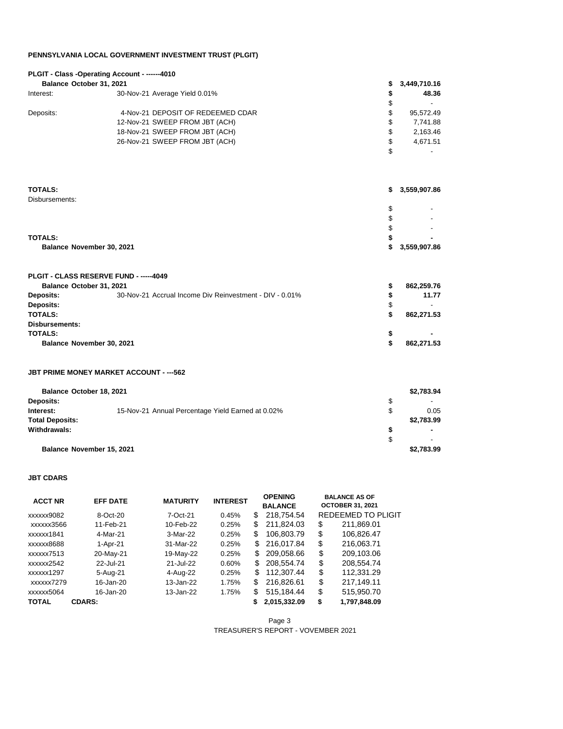# PENNSYLVANIA LOCAL GOVERNMENT INVESTMENT TRUST (PLGIT)

## PLGIT - Class -Operating Account - ------4010

| | | | |
|---|---|---|---|
| **Balance October 31, 2021** | | **$** | **3,449,710.16** |
| Interest: | 30-Nov-21 Average Yield 0.01% | **$** | **48.36** |
| | | $ | - |
| Deposits: | 4-Nov-21 DEPOSIT OF REDEEMED CDAR | $ | 95,572.49 |
| | 12-Nov-21 SWEEP FROM JBT (ACH) | $ | 7,741.88 |
| | 18-Nov-21 SWEEP FROM JBT (ACH) | $ | 2,163.46 |
| | 26-Nov-21 SWEEP FROM JBT (ACH) | $ | 4,671.51 |
| | | $ | - |
| **TOTALS:** | | **$** | **3,559,907.86** |
| Disbursements: | | | |
| | | $ | - |
| | | $ | - |
| | | $ | - |
| **TOTALS:** | | **$** | **-** |
| **Balance November 30, 2021** | | **$** | **3,559,907.86** |

## PLGIT - CLASS RESERVE FUND - -----4049

| | | | |
|---|---|---|---|
| **Balance October 31, 2021** | | **$** | **862,259.76** |
| **Deposits:** | 30-Nov-21 Accrual Income Div Reinvestment - DIV - 0.01% | **$** | **11.77** |
| **Deposits:** | | $ | - |
| **TOTALS:** | | **$** | **862,271.53** |
| **Disbursements:** | | | |
| **TOTALS:** | | **$** | **-** |
| **Balance November 30, 2021** | | **$** | **862,271.53** |

## JBT PRIME MONEY MARKET ACCOUNT - ---562

| | | | |
|---|---|---|---|
| **Balance October 18, 2021** | | | **$2,783.94** |
| **Deposits:** | | $ | - |
| **Interest:** | 15-Nov-21 Annual Percentage Yield Earned at 0.02% | $ | 0.05 |
| **Total Deposits:** | | | **$2,783.99** |
| **Withdrawals:** | | **$** | **-** |
| | | $ | - |
| **Balance November 15, 2021** | | | **$2,783.99** |

## JBT CDARS

| ACCT NR | EFF DATE | MATURITY | INTEREST | OPENING BALANCE | BALANCE AS OF OCTOBER 31, 2021 |
|---|---|---|---|---|---|
| xxxxxx9082 | 8-Oct-20 | 7-Oct-21 | 0.45% | $ 218,754.54 | REDEEMED TO PLIGIT |
| xxxxxx3566 | 11-Feb-21 | 10-Feb-22 | 0.25% | $ 211,824.03 | $ 211,869.01 |
| xxxxxx1841 | 4-Mar-21 | 3-Mar-22 | 0.25% | $ 106,803.79 | $ 106,826.47 |
| xxxxxx8688 | 1-Apr-21 | 31-Mar-22 | 0.25% | $ 216,017.84 | $ 216,063.71 |
| xxxxxx7513 | 20-May-21 | 19-May-22 | 0.25% | $ 209,058.66 | $ 209,103.06 |
| xxxxxx2542 | 22-Jul-21 | 21-Jul-22 | 0.60% | $ 208,554.74 | $ 208,554.74 |
| xxxxxx1297 | 5-Aug-21 | 4-Aug-22 | 0.25% | $ 112,307.44 | $ 112,331.29 |
| xxxxxx7279 | 16-Jan-20 | 13-Jan-22 | 1.75% | $ 216,826.61 | $ 217,149.11 |
| xxxxxx5064 | 16-Jan-20 | 13-Jan-22 | 1.75% | $ 515,184.44 | $ 515,950.70 |
| **TOTAL** | **CDARS:** | | | **$ 2,015,332.09** | **$ 1,797,848.09** |

TREASURER'S REPORT - VOVEMBER 2021